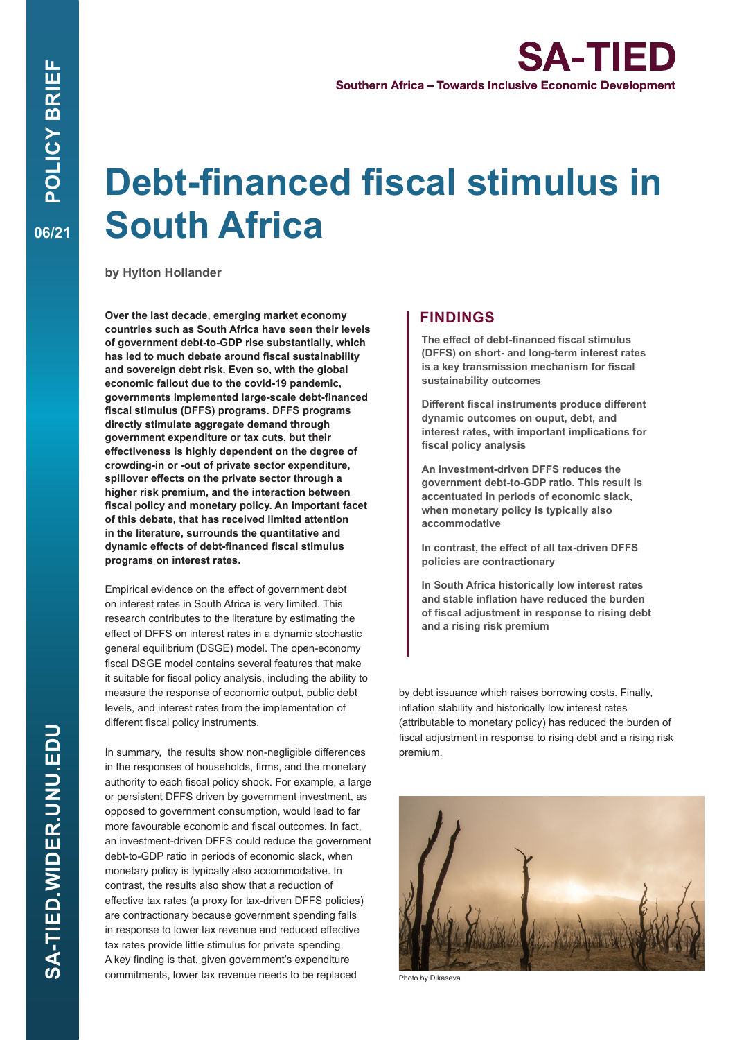POLICY BRIEF 06/21

# SA-TIED

Southern Africa – Towards Inclusive Economic Development

# Debt-financed fiscal stimulus in South Africa

by Hylton Hollander

**Over the last decade, emerging market economy countries such as South Africa have seen their levels of government debt-to-GDP rise substantially, which has led to much debate around fiscal sustainability and sovereign debt risk. Even so, with the global economic fallout due to the covid-19 pandemic, governments implemented large-scale debt-financed fiscal stimulus (DFFS) programs. DFFS programs directly stimulate aggregate demand through government expenditure or tax cuts, but their effectiveness is highly dependent on the degree of crowding-in or -out of private sector expenditure, spillover effects on the private sector through a higher risk premium, and the interaction between fiscal policy and monetary policy. An important facet of this debate, that has received limited attention in the literature, surrounds the quantitative and dynamic effects of debt-financed fiscal stimulus programs on interest rates.**

Empirical evidence on the effect of government debt on interest rates in South Africa is very limited. This research contributes to the literature by estimating the effect of DFFS on interest rates in a dynamic stochastic general equilibrium (DSGE) model. The open-economy fiscal DSGE model contains several features that make it suitable for fiscal policy analysis, including the ability to measure the response of economic output, public debt levels, and interest rates from the implementation of different fiscal policy instruments.

In summary, the results show non-negligible differences in the responses of households, firms, and the monetary authority to each fiscal policy shock. For example, a large or persistent DFFS driven by government investment, as opposed to government consumption, would lead to far more favourable economic and fiscal outcomes. In fact, an investment-driven DFFS could reduce the government debt-to-GDP ratio in periods of economic slack, when monetary policy is typically also accommodative. In contrast, the results also show that a reduction of effective tax rates (a proxy for tax-driven DFFS policies) are contractionary because government spending falls in response to lower tax revenue and reduced effective tax rates provide little stimulus for private spending. A key finding is that, given government's expenditure commitments, lower tax revenue needs to be replaced by debt issuance which raises borrowing costs. Finally, inflation stability and historically low interest rates (attributable to monetary policy) has reduced the burden of fiscal adjustment in response to rising debt and a rising risk premium.

## FINDINGS

**The effect of debt-financed fiscal stimulus (DFFS) on short- and long-term interest rates is a key transmission mechanism for fiscal sustainability outcomes**

**Different fiscal instruments produce different dynamic outcomes on ouput, debt, and interest rates, with important implications for fiscal policy analysis**

**An investment-driven DFFS reduces the government debt-to-GDP ratio. This result is accentuated in periods of economic slack, when monetary policy is typically also accommodative**

**In contrast, the effect of all tax-driven DFFS policies are contractionary**

**In South Africa historically low interest rates and stable inflation have reduced the burden of fiscal adjustment in response to rising debt and a rising risk premium**

Photo by Dikaseva

SA-TIED.WIDER.UNU.EDU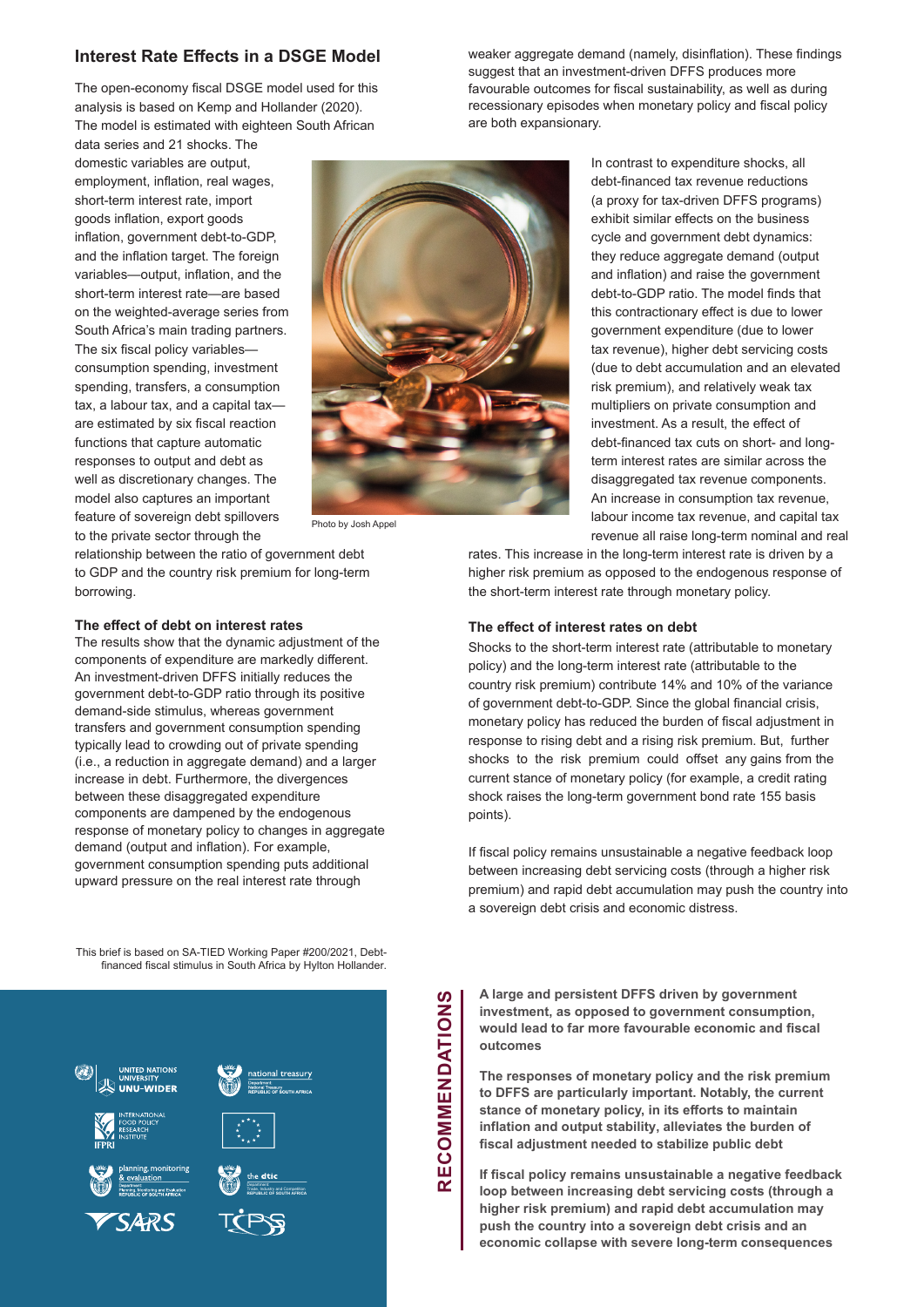## Interest Rate Effects in a DSGE Model

The open-economy fiscal DSGE model used for this analysis is based on Kemp and Hollander (2020). The model is estimated with eighteen South African data series and 21 shocks. The domestic variables are output, employment, inflation, real wages, short-term interest rate, import goods inflation, export goods inflation, government debt-to-GDP, and the inflation target. The foreign variables—output, inflation, and the short-term interest rate—are based on the weighted-average series from South Africa's main trading partners. The six fiscal policy variables—consumption spending, investment spending, transfers, a consumption tax, a labour tax, and a capital tax—are estimated by six fiscal reaction functions that capture automatic responses to output and debt as well as discretionary changes. The model also captures an important feature of sovereign debt spillovers to the private sector through the relationship between the ratio of government debt to GDP and the country risk premium for long-term borrowing.

Photo by Josh Appel

### The effect of debt on interest rates

The results show that the dynamic adjustment of the components of expenditure are markedly different. An investment-driven DFFS initially reduces the government debt-to-GDP ratio through its positive demand-side stimulus, whereas government transfers and government consumption spending typically lead to crowding out of private spending (i.e., a reduction in aggregate demand) and a larger increase in debt. Furthermore, the divergences between these disaggregated expenditure components are dampened by the endogenous response of monetary policy to changes in aggregate demand (output and inflation). For example, government consumption spending puts additional upward pressure on the real interest rate through weaker aggregate demand (namely, disinflation). These findings suggest that an investment-driven DFFS produces more favourable outcomes for fiscal sustainability, as well as during recessionary episodes when monetary policy and fiscal policy are both expansionary.

In contrast to expenditure shocks, all debt-financed tax revenue reductions (a proxy for tax-driven DFFS programs) exhibit similar effects on the business cycle and government debt dynamics: they reduce aggregate demand (output and inflation) and raise the government debt-to-GDP ratio. The model finds that this contractionary effect is due to lower government expenditure (due to lower tax revenue), higher debt servicing costs (due to debt accumulation and an elevated risk premium), and relatively weak tax multipliers on private consumption and investment. As a result, the effect of debt-financed tax cuts on short- and long-term interest rates are similar across the disaggregated tax revenue components. An increase in consumption tax revenue, labour income tax revenue, and capital tax revenue all raise long-term nominal and real rates. This increase in the long-term interest rate is driven by a higher risk premium as opposed to the endogenous response of the short-term interest rate through monetary policy.

### The effect of interest rates on debt

Shocks to the short-term interest rate (attributable to monetary policy) and the long-term interest rate (attributable to the country risk premium) contribute 14% and 10% of the variance of government debt-to-GDP. Since the global financial crisis, monetary policy has reduced the burden of fiscal adjustment in response to rising debt and a rising risk premium. But, further shocks to the risk premium could offset any gains from the current stance of monetary policy (for example, a credit rating shock raises the long-term government bond rate 155 basis points).

If fiscal policy remains unsustainable a negative feedback loop between increasing debt servicing costs (through a higher risk premium) and rapid debt accumulation may push the country into a sovereign debt crisis and economic distress.

This brief is based on SA-TIED Working Paper #200/2021, Debt-financed fiscal stimulus in South Africa by Hylton Hollander.

## RECOMMENDATIONS

**A large and persistent DFFS driven by government investment, as opposed to government consumption, would lead to far more favourable economic and fiscal outcomes**

**The responses of monetary policy and the risk premium to DFFS are particularly important. Notably, the current stance of monetary policy, in its efforts to maintain inflation and output stability, alleviates the burden of fiscal adjustment needed to stabilize public debt**

**If fiscal policy remains unsustainable a negative feedback loop between increasing debt servicing costs (through a higher risk premium) and rapid debt accumulation may push the country into a sovereign debt crisis and an economic collapse with severe long-term consequences**